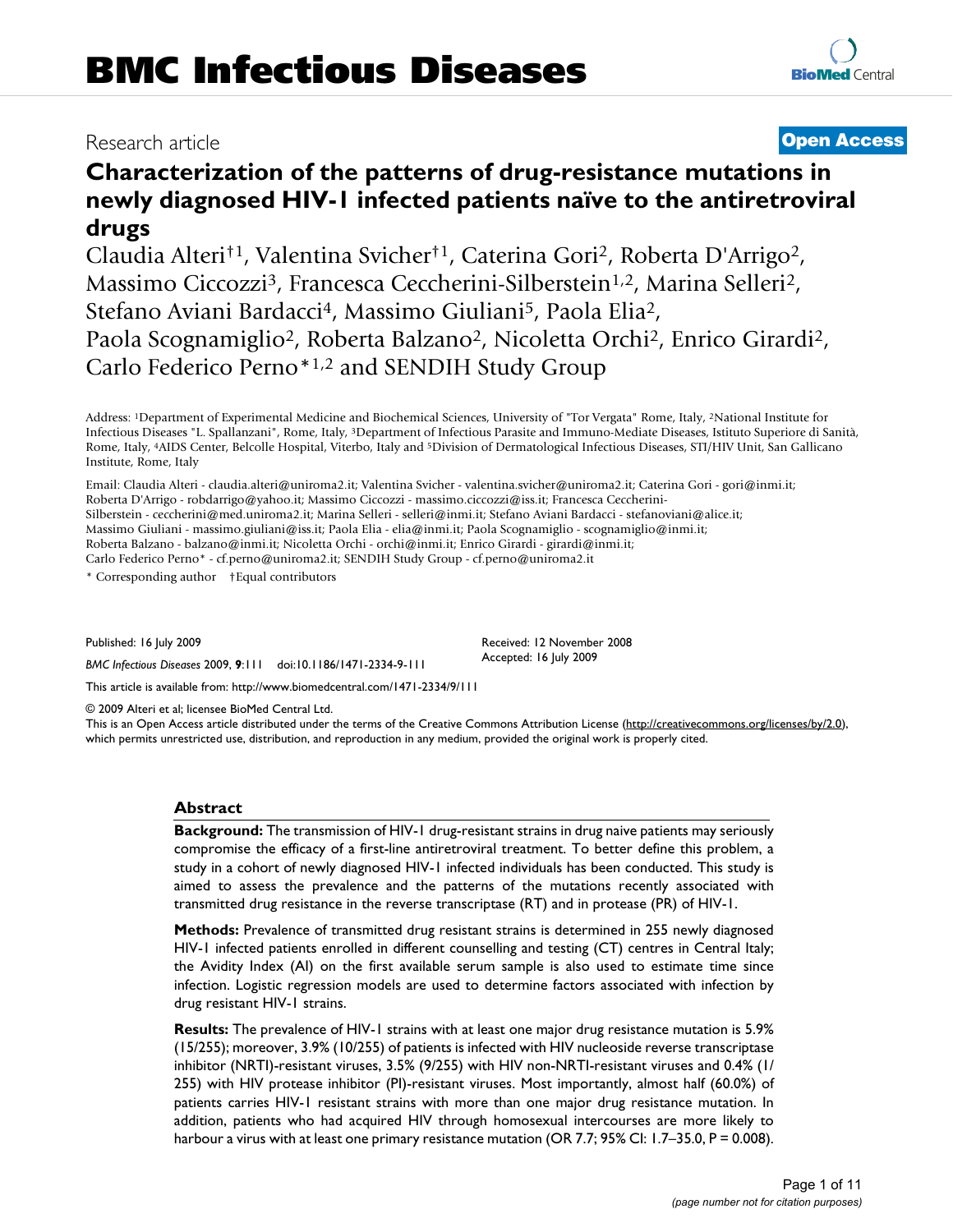# Characterization of the patterns of drug-resistance mutations in newly diagnosed HIV-1 infected patients naïve to the antiretroviral drugs

Research article — Open Access

Claudia Alteri†[1], Valentina Svicher†[1], Caterina Gori[2], Roberta D'Arrigo[2], Massimo Ciccozzi[3], Francesca Ceccherini-Silberstein[1,2], Marina Selleri[2], Stefano Aviani Bardacci[4], Massimo Giuliani[5], Paola Elia[2], Paola Scognamiglio[2], Roberta Balzano[2], Nicoletta Orchi[2], Enrico Girardi[2], Carlo Federico Perno*[1,2] and SENDIH Study Group

Address: [1]Department of Experimental Medicine and Biochemical Sciences, University of "Tor Vergata" Rome, Italy, [2]National Institute for Infectious Diseases "L. Spallanzani", Rome, Italy, [3]Department of Infectious Parasite and Immuno-Mediate Diseases, Istituto Superiore di Sanità, Rome, Italy, [4]AIDS Center, Belcolle Hospital, Viterbo, Italy and [5]Division of Dermatological Infectious Diseases, STI/HIV Unit, San Gallicano Institute, Rome, Italy

Email: Claudia Alteri - claudia.alteri@uniroma2.it; Valentina Svicher - valentina.svicher@uniroma2.it; Caterina Gori - gori@inmi.it; Roberta D'Arrigo - robdarrigo@yahoo.it; Massimo Ciccozzi - massimo.ciccozzi@iss.it; Francesca Ceccherini-Silberstein - ceccherini@med.uniroma2.it; Marina Selleri - selleri@inmi.it; Stefano Aviani Bardacci - stefanoviani@alice.it; Massimo Giuliani - massimo.giuliani@iss.it; Paola Elia - elia@inmi.it; Paola Scognamiglio - scognamiglio@inmi.it; Roberta Balzano - balzano@inmi.it; Nicoletta Orchi - orchi@inmi.it; Enrico Girardi - girardi@inmi.it; Carlo Federico Perno* - cf.perno@uniroma2.it; SENDIH Study Group - cf.perno@uniroma2.it

\* Corresponding author †Equal contributors

Published: 16 July 2009

*BMC Infectious Diseases* 2009, **9**:111 doi:10.1186/1471-2334-9-111

Received: 12 November 2008
Accepted: 16 July 2009

This article is available from: http://www.biomedcentral.com/1471-2334/9/111

© 2009 Alteri et al; licensee BioMed Central Ltd.

This is an Open Access article distributed under the terms of the Creative Commons Attribution License (http://creativecommons.org/licenses/by/2.0), which permits unrestricted use, distribution, and reproduction in any medium, provided the original work is properly cited.

## Abstract

**Background:** The transmission of HIV-1 drug-resistant strains in drug naive patients may seriously compromise the efficacy of a first-line antiretroviral treatment. To better define this problem, a study in a cohort of newly diagnosed HIV-1 infected individuals has been conducted. This study is aimed to assess the prevalence and the patterns of the mutations recently associated with transmitted drug resistance in the reverse transcriptase (RT) and in protease (PR) of HIV-1.

**Methods:** Prevalence of transmitted drug resistant strains is determined in 255 newly diagnosed HIV-1 infected patients enrolled in different counselling and testing (CT) centres in Central Italy; the Avidity Index (AI) on the first available serum sample is also used to estimate time since infection. Logistic regression models are used to determine factors associated with infection by drug resistant HIV-1 strains.

**Results:** The prevalence of HIV-1 strains with at least one major drug resistance mutation is 5.9% (15/255); moreover, 3.9% (10/255) of patients is infected with HIV nucleoside reverse transcriptase inhibitor (NRTI)-resistant viruses, 3.5% (9/255) with HIV non-NRTI-resistant viruses and 0.4% (1/255) with HIV protease inhibitor (PI)-resistant viruses. Most importantly, almost half (60.0%) of patients carries HIV-1 resistant strains with more than one major drug resistance mutation. In addition, patients who had acquired HIV through homosexual intercourses are more likely to harbour a virus with at least one primary resistance mutation (OR 7.7; 95% CI: 1.7–35.0, P = 0.008).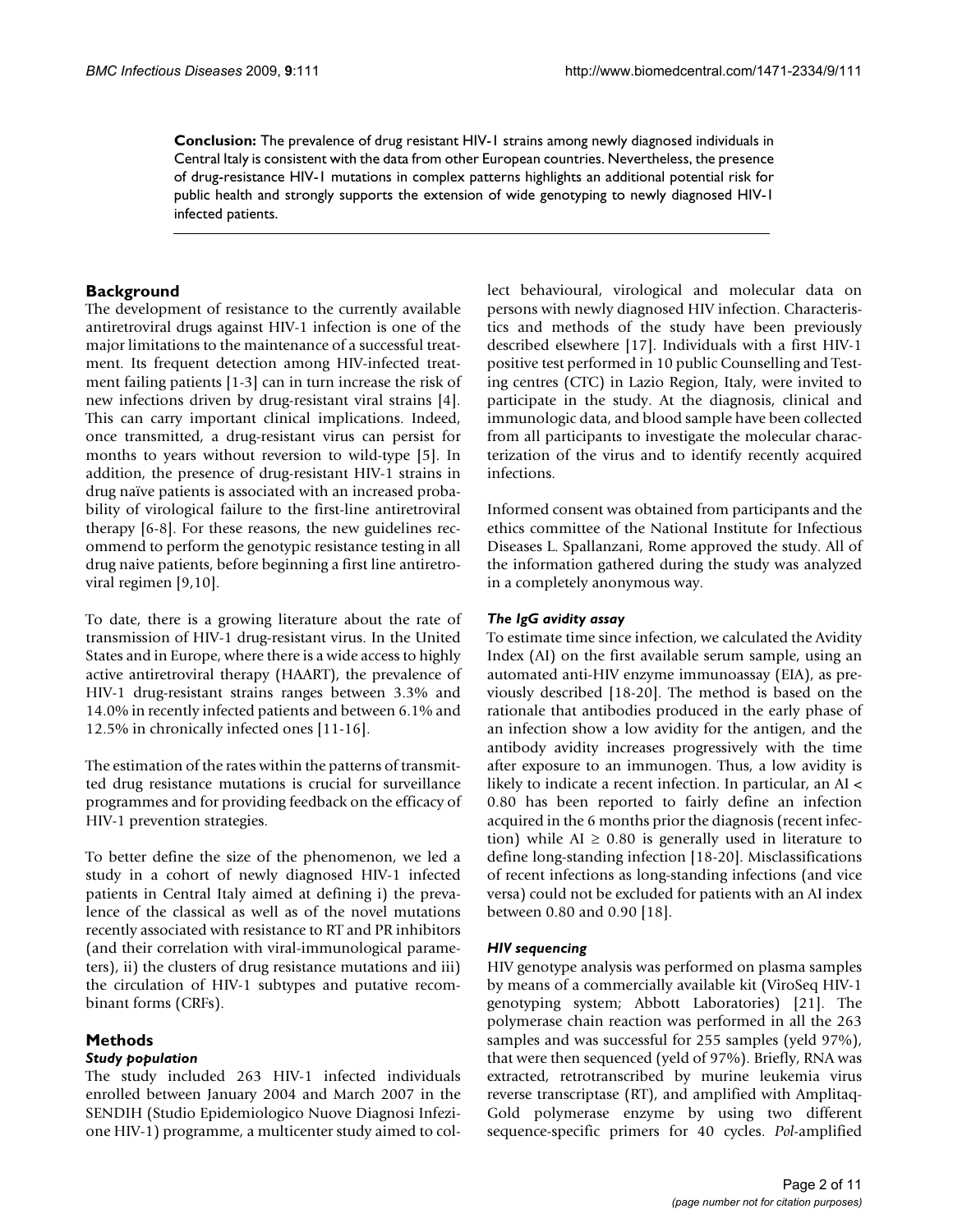**Conclusion:** The prevalence of drug resistant HIV-1 strains among newly diagnosed individuals in Central Italy is consistent with the data from other European countries. Nevertheless, the presence of drug-resistance HIV-1 mutations in complex patterns highlights an additional potential risk for public health and strongly supports the extension of wide genotyping to newly diagnosed HIV-1 infected patients.

## Background

The development of resistance to the currently available antiretroviral drugs against HIV-1 infection is one of the major limitations to the maintenance of a successful treatment. Its frequent detection among HIV-infected treatment failing patients [1-3] can in turn increase the risk of new infections driven by drug-resistant viral strains [4]. This can carry important clinical implications. Indeed, once transmitted, a drug-resistant virus can persist for months to years without reversion to wild-type [5]. In addition, the presence of drug-resistant HIV-1 strains in drug naïve patients is associated with an increased probability of virological failure to the first-line antiretroviral therapy [6-8]. For these reasons, the new guidelines recommend to perform the genotypic resistance testing in all drug naive patients, before beginning a first line antiretroviral regimen [9,10].

To date, there is a growing literature about the rate of transmission of HIV-1 drug-resistant virus. In the United States and in Europe, where there is a wide access to highly active antiretroviral therapy (HAART), the prevalence of HIV-1 drug-resistant strains ranges between 3.3% and 14.0% in recently infected patients and between 6.1% and 12.5% in chronically infected ones [11-16].

The estimation of the rates within the patterns of transmitted drug resistance mutations is crucial for surveillance programmes and for providing feedback on the efficacy of HIV-1 prevention strategies.

To better define the size of the phenomenon, we led a study in a cohort of newly diagnosed HIV-1 infected patients in Central Italy aimed at defining i) the prevalence of the classical as well as of the novel mutations recently associated with resistance to RT and PR inhibitors (and their correlation with viral-immunological parameters), ii) the clusters of drug resistance mutations and iii) the circulation of HIV-1 subtypes and putative recombinant forms (CRFs).

## Methods

### *Study population*

The study included 263 HIV-1 infected individuals enrolled between January 2004 and March 2007 in the SENDIH (Studio Epidemiologico Nuove Diagnosi Infezione HIV-1) programme, a multicenter study aimed to collect behavioural, virological and molecular data on persons with newly diagnosed HIV infection. Characteristics and methods of the study have been previously described elsewhere [17]. Individuals with a first HIV-1 positive test performed in 10 public Counselling and Testing centres (CTC) in Lazio Region, Italy, were invited to participate in the study. At the diagnosis, clinical and immunologic data, and blood sample have been collected from all participants to investigate the molecular characterization of the virus and to identify recently acquired infections.

Informed consent was obtained from participants and the ethics committee of the National Institute for Infectious Diseases L. Spallanzani, Rome approved the study. All of the information gathered during the study was analyzed in a completely anonymous way.

### *The IgG avidity assay*

To estimate time since infection, we calculated the Avidity Index (AI) on the first available serum sample, using an automated anti-HIV enzyme immunoassay (EIA), as previously described [18-20]. The method is based on the rationale that antibodies produced in the early phase of an infection show a low avidity for the antigen, and the antibody avidity increases progressively with the time after exposure to an immunogen. Thus, a low avidity is likely to indicate a recent infection. In particular, an AI $<$ 0.80 has been reported to fairly define an infection acquired in the 6 months prior the diagnosis (recent infection) while AI $\geq$ 0.80 is generally used in literature to define long-standing infection [18-20]. Misclassifications of recent infections as long-standing infections (and vice versa) could not be excluded for patients with an AI index between 0.80 and 0.90 [18].

### *HIV sequencing*

HIV genotype analysis was performed on plasma samples by means of a commercially available kit (ViroSeq HIV-1 genotyping system; Abbott Laboratories) [21]. The polymerase chain reaction was performed in all the 263 samples and was successful for 255 samples (yeld 97%), that were then sequenced (yeld of 97%). Briefly, RNA was extracted, retrotranscribed by murine leukemia virus reverse transcriptase (RT), and amplified with Amplitaq-Gold polymerase enzyme by using two different sequence-specific primers for 40 cycles. *Pol*-amplified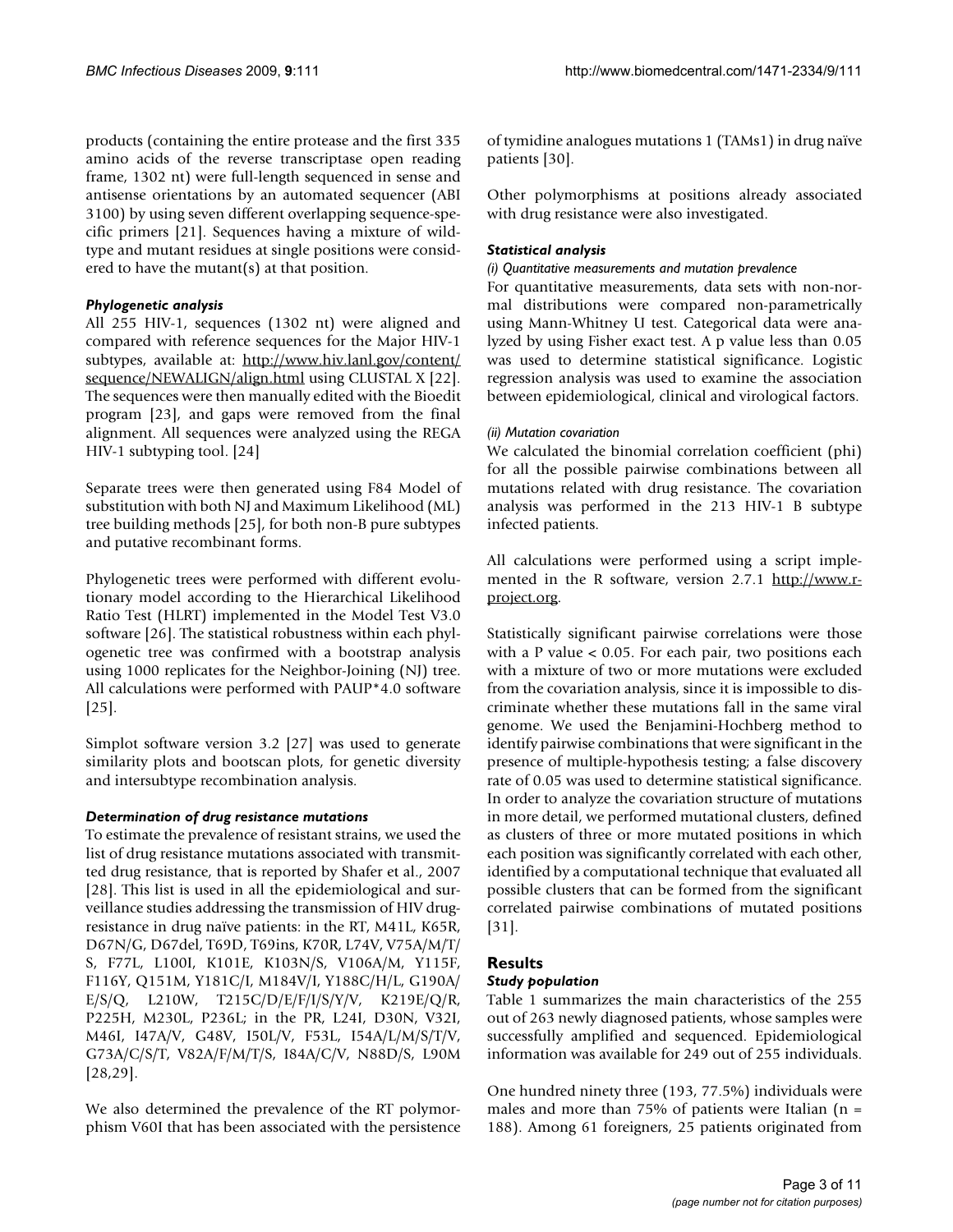products (containing the entire protease and the first 335 amino acids of the reverse transcriptase open reading frame, 1302 nt) were full-length sequenced in sense and antisense orientations by an automated sequencer (ABI 3100) by using seven different overlapping sequence-specific primers [21]. Sequences having a mixture of wild-type and mutant residues at single positions were considered to have the mutant(s) at that position.

### *Phylogenetic analysis*

All 255 HIV-1, sequences (1302 nt) were aligned and compared with reference sequences for the Major HIV-1 subtypes, available at: http://www.hiv.lanl.gov/content/sequence/NEWALIGN/align.html using CLUSTAL X [22]. The sequences were then manually edited with the Bioedit program [23], and gaps were removed from the final alignment. All sequences were analyzed using the REGA HIV-1 subtyping tool. [24]

Separate trees were then generated using F84 Model of substitution with both NJ and Maximum Likelihood (ML) tree building methods [25], for both non-B pure subtypes and putative recombinant forms.

Phylogenetic trees were performed with different evolutionary model according to the Hierarchical Likelihood Ratio Test (HLRT) implemented in the Model Test V3.0 software [26]. The statistical robustness within each phylogenetic tree was confirmed with a bootstrap analysis using 1000 replicates for the Neighbor-Joining (NJ) tree. All calculations were performed with PAUP*4.0 software [25].

Simplot software version 3.2 [27] was used to generate similarity plots and bootscan plots, for genetic diversity and intersubtype recombination analysis.

### *Determination of drug resistance mutations*

To estimate the prevalence of resistant strains, we used the list of drug resistance mutations associated with transmitted drug resistance, that is reported by Shafer et al., 2007 [28]. This list is used in all the epidemiological and surveillance studies addressing the transmission of HIV drug-resistance in drug naïve patients: in the RT, M41L, K65R, D67N/G, D67del, T69D, T69ins, K70R, L74V, V75A/M/T/S, F77L, L100I, K101E, K103N/S, V106A/M, Y115F, F116Y, Q151M, Y181C/I, M184V/I, Y188C/H/L, G190A/E/S/Q, L210W, T215C/D/E/F/I/S/Y/V, K219E/Q/R, P225H, M230L, P236L; in the PR, L24I, D30N, V32I, M46I, I47A/V, G48V, I50L/V, F53L, I54A/L/M/S/T/V, G73A/C/S/T, V82A/F/M/T/S, I84A/C/V, N88D/S, L90M [28,29].

We also determined the prevalence of the RT polymorphism V60I that has been associated with the persistence of tymidine analogues mutations 1 (TAMs1) in drug naïve patients [30].

Other polymorphisms at positions already associated with drug resistance were also investigated.

### *Statistical analysis*

*(i) Quantitative measurements and mutation prevalence*

For quantitative measurements, data sets with non-normal distributions were compared non-parametrically using Mann-Whitney U test. Categorical data were analyzed by using Fisher exact test. A p value less than 0.05 was used to determine statistical significance. Logistic regression analysis was used to examine the association between epidemiological, clinical and virological factors.

*(ii) Mutation covariation*

We calculated the binomial correlation coefficient (phi) for all the possible pairwise combinations between all mutations related with drug resistance. The covariation analysis was performed in the 213 HIV-1 B subtype infected patients.

All calculations were performed using a script implemented in the R software, version 2.7.1 http://www.r-project.org.

Statistically significant pairwise correlations were those with a P value < 0.05. For each pair, two positions each with a mixture of two or more mutations were excluded from the covariation analysis, since it is impossible to discriminate whether these mutations fall in the same viral genome. We used the Benjamini-Hochberg method to identify pairwise combinations that were significant in the presence of multiple-hypothesis testing; a false discovery rate of 0.05 was used to determine statistical significance. In order to analyze the covariation structure of mutations in more detail, we performed mutational clusters, defined as clusters of three or more mutated positions in which each position was significantly correlated with each other, identified by a computational technique that evaluated all possible clusters that can be formed from the significant correlated pairwise combinations of mutated positions [31].

## Results

### *Study population*

Table 1 summarizes the main characteristics of the 255 out of 263 newly diagnosed patients, whose samples were successfully amplified and sequenced. Epidemiological information was available for 249 out of 255 individuals.

One hundred ninety three (193, 77.5%) individuals were males and more than 75% of patients were Italian (n = 188). Among 61 foreigners, 25 patients originated from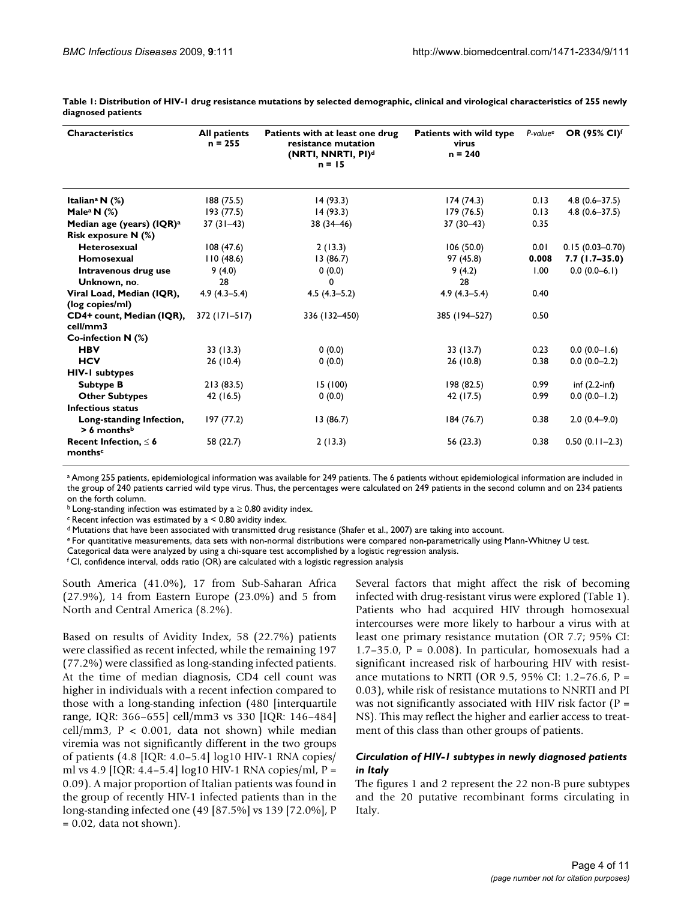**Table 1: Distribution of HIV-1 drug resistance mutations by selected demographic, clinical and virological characteristics of 255 newly diagnosed patients**

| Characteristics | All patients n = 255 | Patients with at least one drug resistance mutation (NRTI, NNRTI, PI)[d] n = 15 | Patients with wild type virus n = 240 | P-value[e] | OR (95% CI)[f] |
|---|---|---|---|---|---|
| **Italian[a] N (%)** | 188 (75.5) | 14 (93.3) | 174 (74.3) | 0.13 | 4.8 (0.6–37.5) |
| **Male[a] N (%)** | 193 (77.5) | 14 (93.3) | 179 (76.5) | 0.13 | 4.8 (0.6–37.5) |
| **Median age (years) (IQR)[a]** | 37 (31–43) | 38 (34–46) | 37 (30–43) | 0.35 | |
| **Risk exposure N (%)** | | | | | |
| **Heterosexual** | 108 (47.6) | 2 (13.3) | 106 (50.0) | 0.01 | 0.15 (0.03–0.70) |
| **Homosexual** | 110 (48.6) | 13 (86.7) | 97 (45.8) | **0.008** | **7.7 (1.7–35.0)** |
| **Intravenous drug use** | 9 (4.0) | 0 (0.0) | 9 (4.2) | 1.00 | 0.0 (0.0–6.1) |
| **Unknown, no.** | 28 | 0 | 28 | | |
| **Viral Load, Median (IQR), (log copies/ml)** | 4.9 (4.3–5.4) | 4.5 (4.3–5.2) | 4.9 (4.3–5.4) | 0.40 | |
| **CD4+ count, Median (IQR), cell/mm3** | 372 (171–517) | 336 (132–450) | 385 (194–527) | 0.50 | |
| **Co-infection N (%)** | | | | | |
| **HBV** | 33 (13.3) | 0 (0.0) | 33 (13.7) | 0.23 | 0.0 (0.0–1.6) |
| **HCV** | 26 (10.4) | 0 (0.0) | 26 (10.8) | 0.38 | 0.0 (0.0–2.2) |
| **HIV-1 subtypes** | | | | | |
| **Subtype B** | 213 (83.5) | 15 (100) | 198 (82.5) | 0.99 | inf (2.2-inf) |
| **Other Subtypes** | 42 (16.5) | 0 (0.0) | 42 (17.5) | 0.99 | 0.0 (0.0–1.2) |
| **Infectious status** | | | | | |
| **Long-standing Infection, > 6 months[b]** | 197 (77.2) | 13 (86.7) | 184 (76.7) | 0.38 | 2.0 (0.4–9.0) |
| **Recent Infection, ≤ 6 months[c]** | 58 (22.7) | 2 (13.3) | 56 (23.3) | 0.38 | 0.50 (0.11–2.3) |

[a] Among 255 patients, epidemiological information was available for 249 patients. The 6 patients without epidemiological information are included in the group of 240 patients carried wild type virus. Thus, the percentages were calculated on 249 patients in the second column and on 234 patients on the forth column.
[b] Long-standing infection was estimated by a ≥ 0.80 avidity index.
[c] Recent infection was estimated by a < 0.80 avidity index.
[d] Mutations that have been associated with transmitted drug resistance (Shafer et al., 2007) are taking into account.
[e] For quantitative measurements, data sets with non-normal distributions were compared non-parametrically using Mann-Whitney U test.
Categorical data were analyzed by using a chi-square test accomplished by a logistic regression analysis.
[f] CI, confidence interval, odds ratio (OR) are calculated with a logistic regression analysis

South America (41.0%), 17 from Sub-Saharan Africa (27.9%), 14 from Eastern Europe (23.0%) and 5 from North and Central America (8.2%).

Based on results of Avidity Index, 58 (22.7%) patients were classified as recent infected, while the remaining 197 (77.2%) were classified as long-standing infected patients. At the time of median diagnosis, CD4 cell count was higher in individuals with a recent infection compared to those with a long-standing infection (480 [interquartile range, IQR: 366–655] cell/mm3 vs 330 [IQR: 146–484] cell/mm3, $P < 0.001$, data not shown) while median viremia was not significantly different in the two groups of patients (4.8 [IQR: 4.0–5.4] log10 HIV-1 RNA copies/ml vs 4.9 [IQR: 4.4–5.4] log10 HIV-1 RNA copies/ml, $P = 0.09$). A major proportion of Italian patients was found in the group of recently HIV-1 infected patients than in the long-standing infected one (49 [87.5%] vs 139 [72.0%], $P = 0.02$, data not shown).

Several factors that might affect the risk of becoming infected with drug-resistant virus were explored (Table 1). Patients who had acquired HIV through homosexual intercourses were more likely to harbour a virus with at least one primary resistance mutation (OR 7.7; 95% CI: 1.7–35.0, $P = 0.008$). In particular, homosexuals had a significant increased risk of harbouring HIV with resistance mutations to NRTI (OR 9.5, 95% CI: 1.2–76.6, $P = 0.03$), while risk of resistance mutations to NNRTI and PI was not significantly associated with HIV risk factor (P = NS). This may reflect the higher and earlier access to treatment of this class than other groups of patients.

### *Circulation of HIV-1 subtypes in newly diagnosed patients in Italy*

The figures 1 and 2 represent the 22 non-B pure subtypes and the 20 putative recombinant forms circulating in Italy.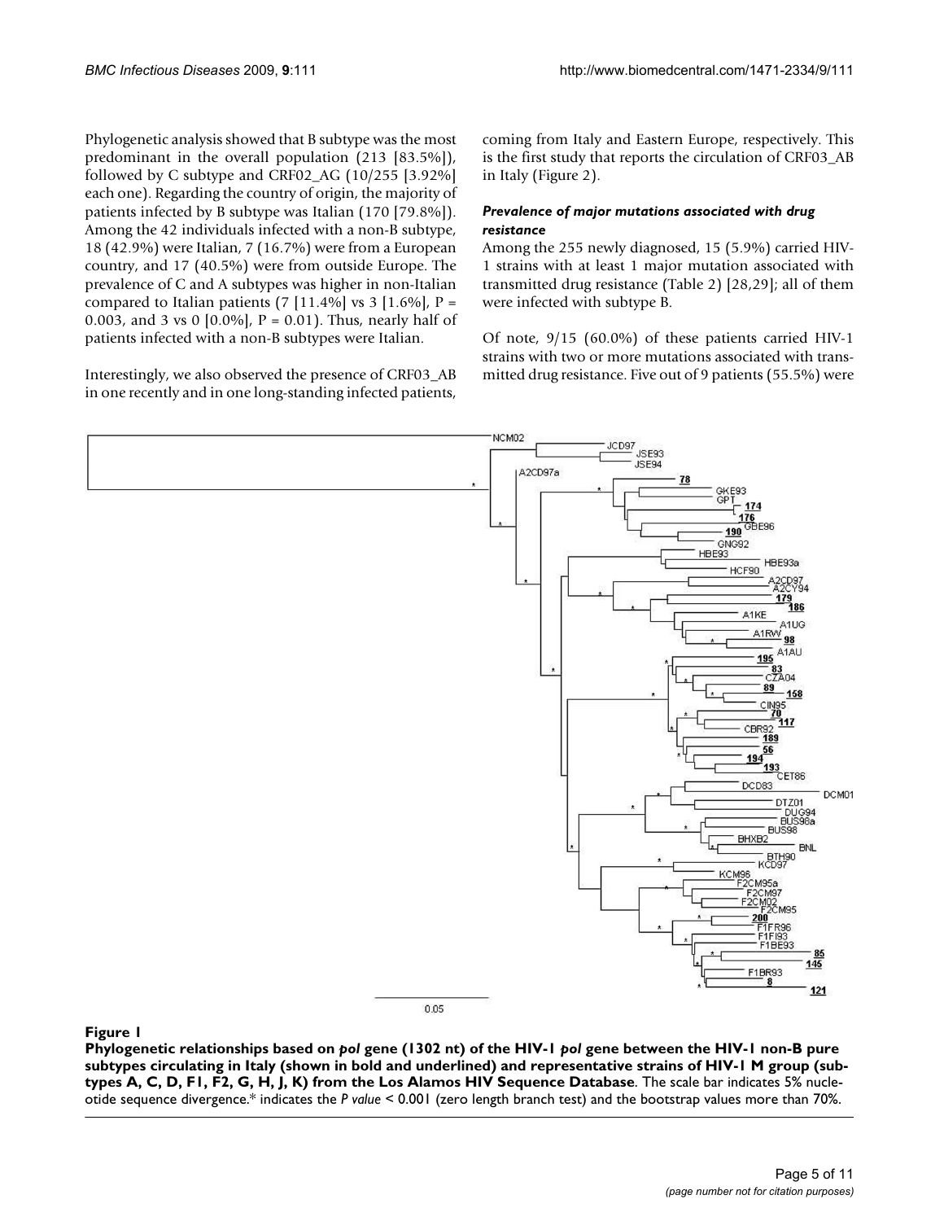Phylogenetic analysis showed that B subtype was the most predominant in the overall population (213 [83.5%]), followed by C subtype and CRF02_AG (10/255 [3.92%] each one). Regarding the country of origin, the majority of patients infected by B subtype was Italian (170 [79.8%]). Among the 42 individuals infected with a non-B subtype, 18 (42.9%) were Italian, 7 (16.7%) were from a European country, and 17 (40.5%) were from outside Europe. The prevalence of C and A subtypes was higher in non-Italian compared to Italian patients (7 [11.4%] vs 3 [1.6%], P = 0.003, and 3 vs 0 [0.0%], P = 0.01). Thus, nearly half of patients infected with a non-B subtypes were Italian.

Interestingly, we also observed the presence of CRF03_AB in one recently and in one long-standing infected patients, coming from Italy and Eastern Europe, respectively. This is the first study that reports the circulation of CRF03_AB in Italy (Figure 2).

#### *Prevalence of major mutations associated with drug resistance*

Among the 255 newly diagnosed, 15 (5.9%) carried HIV-1 strains with at least 1 major mutation associated with transmitted drug resistance (Table 2) [28,29]; all of them were infected with subtype B.

Of note, 9/15 (60.0%) of these patients carried HIV-1 strains with two or more mutations associated with transmitted drug resistance. Five out of 9 patients (55.5%) were

**Figure 1**

**Phylogenetic relationships based on *pol* gene (1302 nt) of the HIV-1 *pol* gene between the HIV-1 non-B pure subtypes circulating in Italy (shown in bold and underlined) and representative strains of HIV-1 M group (subtypes A, C, D, F1, F2, G, H, J, K) from the Los Alamos HIV Sequence Database**. The scale bar indicates 5% nucleotide sequence divergence.* indicates the *P value* < 0.001 (zero length branch test) and the bootstrap values more than 70%.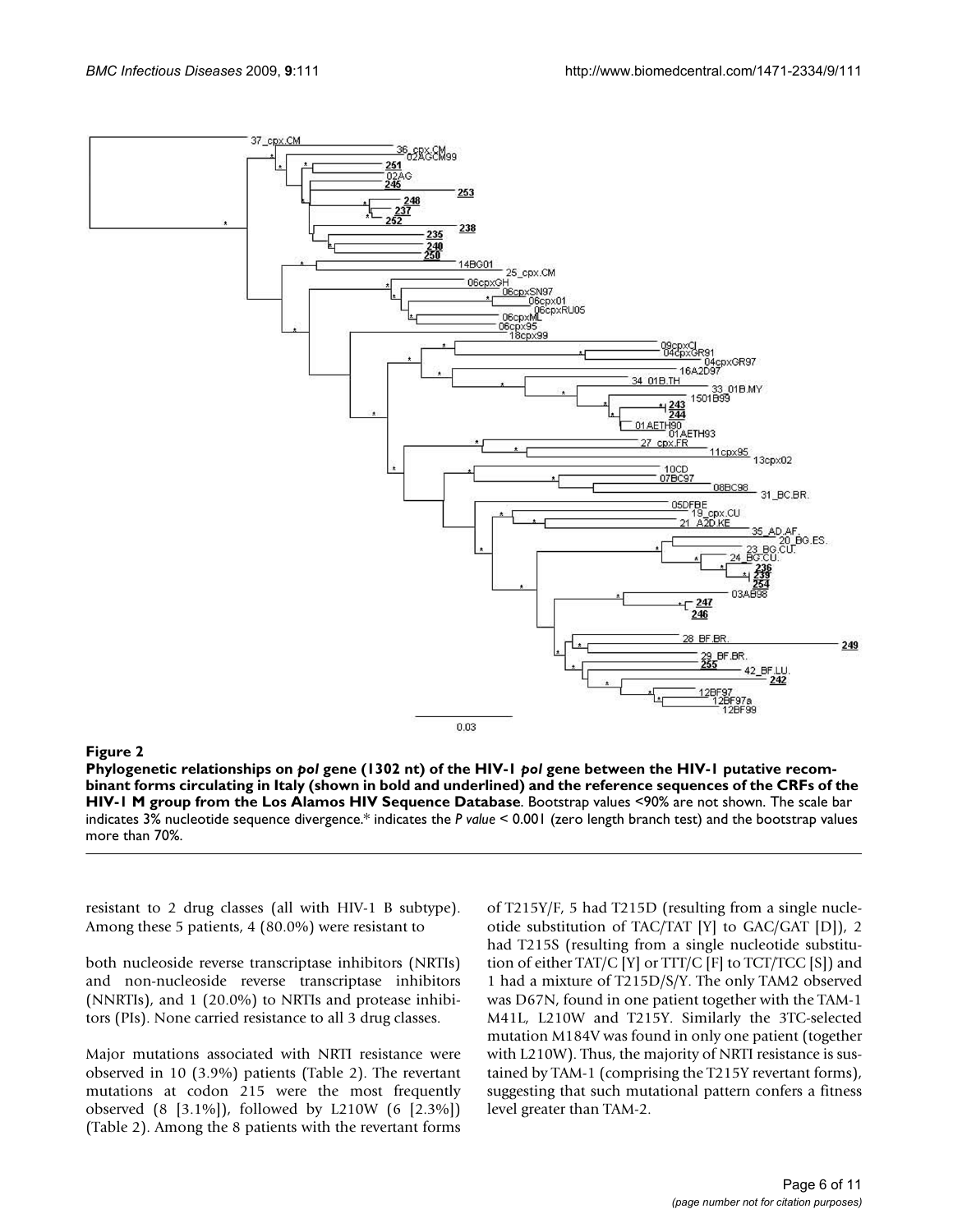**Figure 2**

**Phylogenetic relationships on *pol* gene (1302 nt) of the HIV-1 *pol* gene between the HIV-1 putative recombinant forms circulating in Italy (shown in bold and underlined) and the reference sequences of the CRFs of the HIV-1 M group from the Los Alamos HIV Sequence Database**. Bootstrap values <90% are not shown. The scale bar indicates 3% nucleotide sequence divergence.* indicates the *P value* < 0.001 (zero length branch test) and the bootstrap values more than 70%.

resistant to 2 drug classes (all with HIV-1 B subtype). Among these 5 patients, 4 (80.0%) were resistant to both nucleoside reverse transcriptase inhibitors (NRTIs) and non-nucleoside reverse transcriptase inhibitors (NNRTIs), and 1 (20.0%) to NRTIs and protease inhibitors (PIs). None carried resistance to all 3 drug classes.

Major mutations associated with NRTI resistance were observed in 10 (3.9%) patients (Table 2). The revertant mutations at codon 215 were the most frequently observed (8 [3.1%]), followed by L210W (6 [2.3%]) (Table 2). Among the 8 patients with the revertant forms of T215Y/F, 5 had T215D (resulting from a single nucleotide substitution of TAC/TAT [Y] to GAC/GAT [D]), 2 had T215S (resulting from a single nucleotide substitution of either TAT/C [Y] or TTT/C [F] to TCT/TCC [S]) and 1 had a mixture of T215D/S/Y. The only TAM2 observed was D67N, found in one patient together with the TAM-1 M41L, L210W and T215Y. Similarly the 3TC-selected mutation M184V was found in only one patient (together with L210W). Thus, the majority of NRTI resistance is sustained by TAM-1 (comprising the T215Y revertant forms), suggesting that such mutational pattern confers a fitness level greater than TAM-2.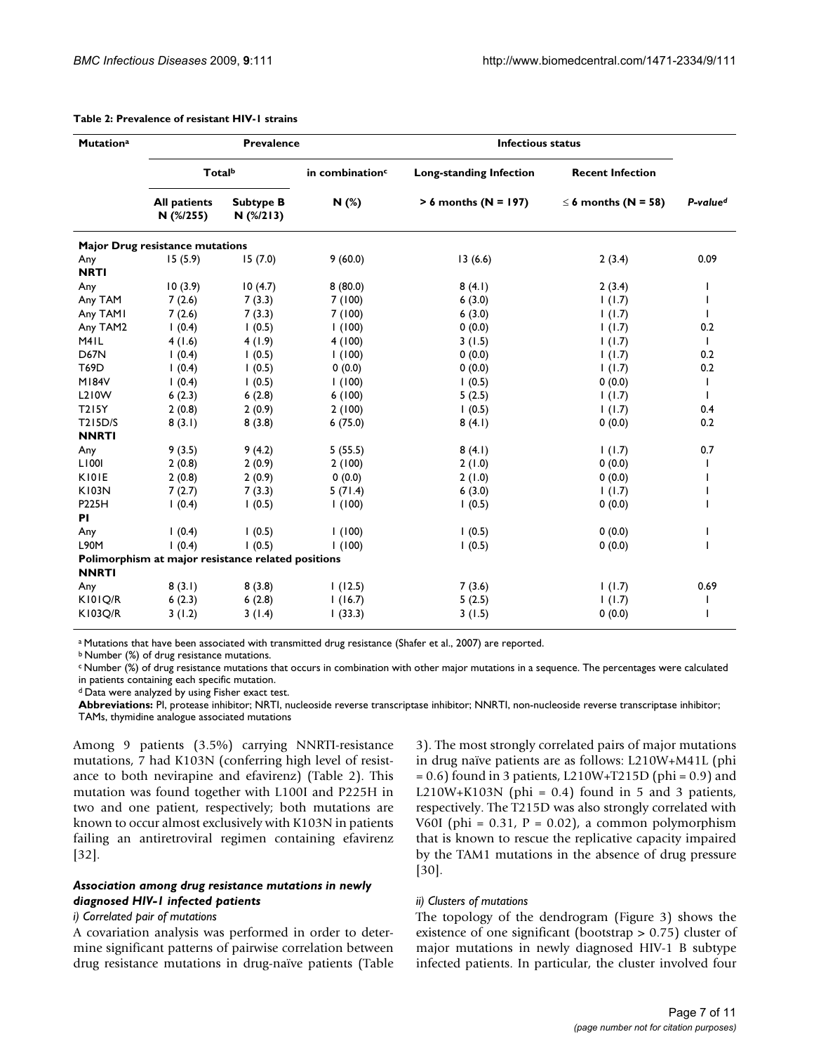**Table 2: Prevalence of resistant HIV-1 strains**

| Mutation[a] | Prevalence | | | Infectious status | | |
|---|---|---|---|---|---|---|
| | Total[b] | | in combination[c] | Long-standing Infection | Recent Infection | |
| | All patients N (%/255) | Subtype B N (%/213) | N (%) | > 6 months (N = 197) | ≤ 6 months (N = 58) | P-value[d] |
| **Major Drug resistance mutations** | | | | | | |
| Any | 15 (5.9) | 15 (7.0) | 9 (60.0) | 13 (6.6) | 2 (3.4) | 0.09 |
| **NRTI** | | | | | | |
| Any | 10 (3.9) | 10 (4.7) | 8 (80.0) | 8 (4.1) | 2 (3.4) | 1 |
| Any TAM | 7 (2.6) | 7 (3.3) | 7 (100) | 6 (3.0) | 1 (1.7) | 1 |
| Any TAM1 | 7 (2.6) | 7 (3.3) | 7 (100) | 6 (3.0) | 1 (1.7) | 1 |
| Any TAM2 | 1 (0.4) | 1 (0.5) | 1 (100) | 0 (0.0) | 1 (1.7) | 0.2 |
| M41L | 4 (1.6) | 4 (1.9) | 4 (100) | 3 (1.5) | 1 (1.7) | 1 |
| D67N | 1 (0.4) | 1 (0.5) | 1 (100) | 0 (0.0) | 1 (1.7) | 0.2 |
| T69D | 1 (0.4) | 1 (0.5) | 0 (0.0) | 0 (0.0) | 1 (1.7) | 0.2 |
| M184V | 1 (0.4) | 1 (0.5) | 1 (100) | 1 (0.5) | 0 (0.0) | 1 |
| L210W | 6 (2.3) | 6 (2.8) | 6 (100) | 5 (2.5) | 1 (1.7) | 1 |
| T215Y | 2 (0.8) | 2 (0.9) | 2 (100) | 1 (0.5) | 1 (1.7) | 0.4 |
| T215D/S | 8 (3.1) | 8 (3.8) | 6 (75.0) | 8 (4.1) | 0 (0.0) | 0.2 |
| **NNRTI** | | | | | | |
| Any | 9 (3.5) | 9 (4.2) | 5 (55.5) | 8 (4.1) | 1 (1.7) | 0.7 |
| L100I | 2 (0.8) | 2 (0.9) | 2 (100) | 2 (1.0) | 0 (0.0) | 1 |
| K101E | 2 (0.8) | 2 (0.9) | 0 (0.0) | 2 (1.0) | 0 (0.0) | 1 |
| K103N | 7 (2.7) | 7 (3.3) | 5 (71.4) | 6 (3.0) | 1 (1.7) | 1 |
| P225H | 1 (0.4) | 1 (0.5) | 1 (100) | 1 (0.5) | 0 (0.0) | 1 |
| **PI** | | | | | | |
| Any | 1 (0.4) | 1 (0.5) | 1 (100) | 1 (0.5) | 0 (0.0) | 1 |
| L90M | 1 (0.4) | 1 (0.5) | 1 (100) | 1 (0.5) | 0 (0.0) | 1 |
| **Polimorphism at major resistance related positions** | | | | | | |
| **NNRTI** | | | | | | |
| Any | 8 (3.1) | 8 (3.8) | 1 (12.5) | 7 (3.6) | 1 (1.7) | 0.69 |
| K101Q/R | 6 (2.3) | 6 (2.8) | 1 (16.7) | 5 (2.5) | 1 (1.7) | 1 |
| K103Q/R | 3 (1.2) | 3 (1.4) | 1 (33.3) | 3 (1.5) | 0 (0.0) | 1 |

[a] Mutations that have been associated with transmitted drug resistance (Shafer et al., 2007) are reported.
[b] Number (%) of drug resistance mutations.
[c] Number (%) of drug resistance mutations that occurs in combination with other major mutations in a sequence. The percentages were calculated in patients containing each specific mutation.
[d] Data were analyzed by using Fisher exact test.
**Abbreviations:** PI, protease inhibitor; NRTI, nucleoside reverse transcriptase inhibitor; NNRTI, non-nucleoside reverse transcriptase inhibitor; TAMs, thymidine analogue associated mutations

Among 9 patients (3.5%) carrying NNRTI-resistance mutations, 7 had K103N (conferring high level of resistance to both nevirapine and efavirenz) (Table 2). This mutation was found together with L100I and P225H in two and one patient, respectively; both mutations are known to occur almost exclusively with K103N in patients failing an antiretroviral regimen containing efavirenz [32].

### *Association among drug resistance mutations in newly diagnosed HIV-1 infected patients*

*i) Correlated pair of mutations*

A covariation analysis was performed in order to determine significant patterns of pairwise correlation between drug resistance mutations in drug-naïve patients (Table 3). The most strongly correlated pairs of major mutations in drug naïve patients are as follows: L210W+M41L (phi = 0.6) found in 3 patients, L210W+T215D (phi = 0.9) and L210W+K103N (phi = 0.4) found in 5 and 3 patients, respectively. The T215D was also strongly correlated with V60I (phi = 0.31, P = 0.02), a common polymorphism that is known to rescue the replicative capacity impaired by the TAM1 mutations in the absence of drug pressure [30].

*ii) Clusters of mutations*

The topology of the dendrogram (Figure 3) shows the existence of one significant (bootstrap > 0.75) cluster of major mutations in newly diagnosed HIV-1 B subtype infected patients. In particular, the cluster involved four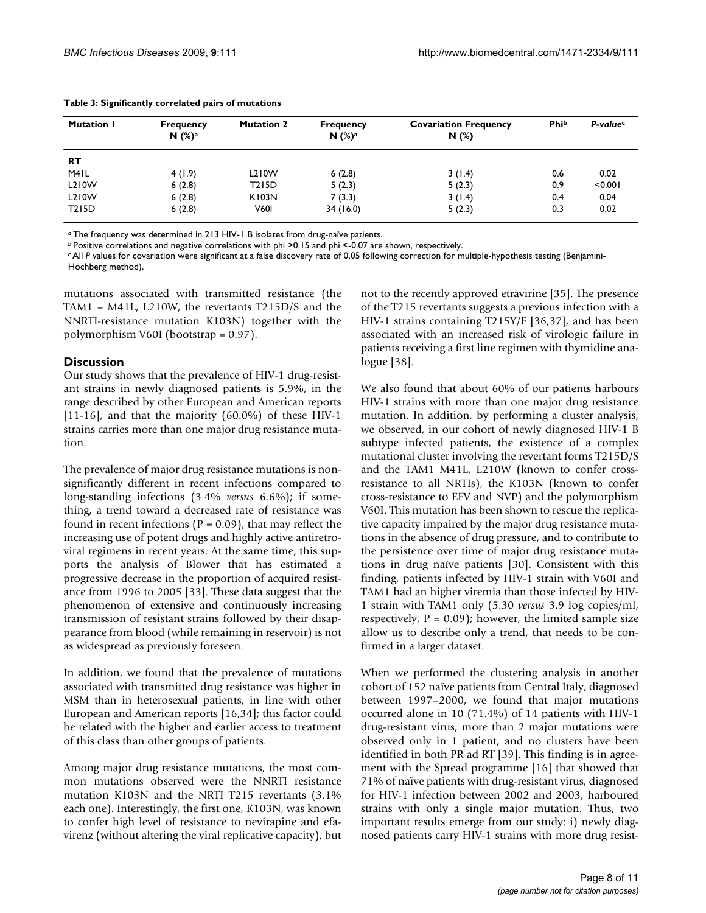**Table 3: Significantly correlated pairs of mutations**

| Mutation 1 | Frequency N (%)[a] | Mutation 2 | Frequency N (%)[a] | Covariation Frequency N (%) | Phi[b] | *P-value*[c] |
|---|---|---|---|---|---|---|
| **RT** | | | | | | |
| M41L | 4 (1.9) | L210W | 6 (2.8) | 3 (1.4) | 0.6 | 0.02 |
| L210W | 6 (2.8) | T215D | 5 (2.3) | 5 (2.3) | 0.9 | <0.001 |
| L210W | 6 (2.8) | K103N | 7 (3.3) | 3 (1.4) | 0.4 | 0.04 |
| T215D | 6 (2.8) | V60I | 34 (16.0) | 5 (2.3) | 0.3 | 0.02 |

[a] The frequency was determined in 213 HIV-1 B isolates from drug-naïve patients.
[b] Positive correlations and negative correlations with phi >0.15 and phi <-0.07 are shown, respectively.
[c] All *P* values for covariation were significant at a false discovery rate of 0.05 following correction for multiple-hypothesis testing (Benjamini-Hochberg method).

mutations associated with transmitted resistance (the TAM1 – M41L, L210W, the revertants T215D/S and the NNRTI-resistance mutation K103N) together with the polymorphism V60I (bootstrap = 0.97).

## Discussion

Our study shows that the prevalence of HIV-1 drug-resistant strains in newly diagnosed patients is 5.9%, in the range described by other European and American reports [11-16], and that the majority (60.0%) of these HIV-1 strains carries more than one major drug resistance mutation.

The prevalence of major drug resistance mutations is non-significantly different in recent infections compared to long-standing infections (3.4% *versus* 6.6%); if something, a trend toward a decreased rate of resistance was found in recent infections (P = 0.09), that may reflect the increasing use of potent drugs and highly active antiretroviral regimens in recent years. At the same time, this supports the analysis of Blower that has estimated a progressive decrease in the proportion of acquired resistance from 1996 to 2005 [33]. These data suggest that the phenomenon of extensive and continuously increasing transmission of resistant strains followed by their disappearance from blood (while remaining in reservoir) is not as widespread as previously foreseen.

In addition, we found that the prevalence of mutations associated with transmitted drug resistance was higher in MSM than in heterosexual patients, in line with other European and American reports [16,34]; this factor could be related with the higher and earlier access to treatment of this class than other groups of patients.

Among major drug resistance mutations, the most common mutations observed were the NNRTI resistance mutation K103N and the NRTI T215 revertants (3.1% each one). Interestingly, the first one, K103N, was known to confer high level of resistance to nevirapine and efavirenz (without altering the viral replicative capacity), but not to the recently approved etravirine [35]. The presence of the T215 revertants suggests a previous infection with a HIV-1 strains containing T215Y/F [36,37], and has been associated with an increased risk of virologic failure in patients receiving a first line regimen with thymidine analogue [38].

We also found that about 60% of our patients harbours HIV-1 strains with more than one major drug resistance mutation. In addition, by performing a cluster analysis, we observed, in our cohort of newly diagnosed HIV-1 B subtype infected patients, the existence of a complex mutational cluster involving the revertant forms T215D/S and the TAM1 M41L, L210W (known to confer cross-resistance to all NRTIs), the K103N (known to confer cross-resistance to EFV and NVP) and the polymorphism V60I. This mutation has been shown to rescue the replicative capacity impaired by the major drug resistance mutations in the absence of drug pressure, and to contribute to the persistence over time of major drug resistance mutations in drug naïve patients [30]. Consistent with this finding, patients infected by HIV-1 strain with V60I and TAM1 had an higher viremia than those infected by HIV-1 strain with TAM1 only (5.30 *versus* 3.9 log copies/ml, respectively, P = 0.09); however, the limited sample size allow us to describe only a trend, that needs to be confirmed in a larger dataset.

When we performed the clustering analysis in another cohort of 152 naïve patients from Central Italy, diagnosed between 1997–2000, we found that major mutations occurred alone in 10 (71.4%) of 14 patients with HIV-1 drug-resistant virus, more than 2 major mutations were observed only in 1 patient, and no clusters have been identified in both PR ad RT [39]. This finding is in agreement with the Spread programme [16] that showed that 71% of naïve patients with drug-resistant virus, diagnosed for HIV-1 infection between 2002 and 2003, harboured strains with only a single major mutation. Thus, two important results emerge from our study: i) newly diagnosed patients carry HIV-1 strains with more drug resist-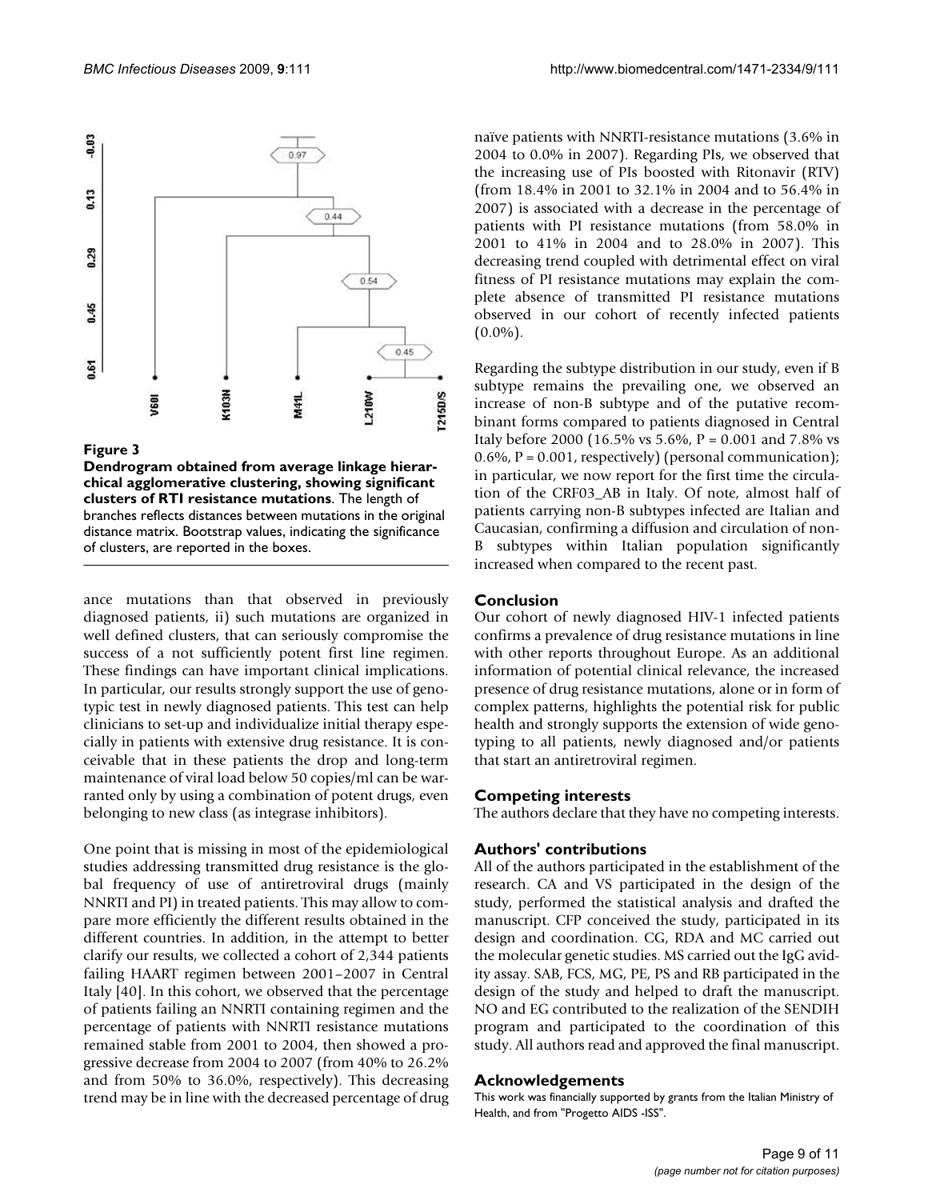**Figure 3**

**Dendrogram obtained from average linkage hierarchical agglomerative clustering, showing significant clusters of RTI resistance mutations**. The length of branches reflects distances between mutations in the original distance matrix. Bootstrap values, indicating the significance of clusters, are reported in the boxes.

ance mutations than that observed in previously diagnosed patients, ii) such mutations are organized in well defined clusters, that can seriously compromise the success of a not sufficiently potent first line regimen. These findings can have important clinical implications. In particular, our results strongly support the use of genotypic test in newly diagnosed patients. This test can help clinicians to set-up and individualize initial therapy especially in patients with extensive drug resistance. It is conceivable that in these patients the drop and long-term maintenance of viral load below 50 copies/ml can be warranted only by using a combination of potent drugs, even belonging to new class (as integrase inhibitors).

One point that is missing in most of the epidemiological studies addressing transmitted drug resistance is the global frequency of use of antiretroviral drugs (mainly NNRTI and PI) in treated patients. This may allow to compare more efficiently the different results obtained in the different countries. In addition, in the attempt to better clarify our results, we collected a cohort of 2,344 patients failing HAART regimen between 2001–2007 in Central Italy [40]. In this cohort, we observed that the percentage of patients failing an NNRTI containing regimen and the percentage of patients with NNRTI resistance mutations remained stable from 2001 to 2004, then showed a progressive decrease from 2004 to 2007 (from 40% to 26.2% and from 50% to 36.0%, respectively). This decreasing trend may be in line with the decreased percentage of drug naïve patients with NNRTI-resistance mutations (3.6% in 2004 to 0.0% in 2007). Regarding PIs, we observed that the increasing use of PIs boosted with Ritonavir (RTV) (from 18.4% in 2001 to 32.1% in 2004 and to 56.4% in 2007) is associated with a decrease in the percentage of patients with PI resistance mutations (from 58.0% in 2001 to 41% in 2004 and to 28.0% in 2007). This decreasing trend coupled with detrimental effect on viral fitness of PI resistance mutations may explain the complete absence of transmitted PI resistance mutations observed in our cohort of recently infected patients (0.0%).

Regarding the subtype distribution in our study, even if B subtype remains the prevailing one, we observed an increase of non-B subtype and of the putative recombinant forms compared to patients diagnosed in Central Italy before 2000 (16.5% vs 5.6%, P = 0.001 and 7.8% vs 0.6%, P = 0.001, respectively) (personal communication); in particular, we now report for the first time the circulation of the CRF03_AB in Italy. Of note, almost half of patients carrying non-B subtypes infected are Italian and Caucasian, confirming a diffusion and circulation of non-B subtypes within Italian population significantly increased when compared to the recent past.

## Conclusion

Our cohort of newly diagnosed HIV-1 infected patients confirms a prevalence of drug resistance mutations in line with other reports throughout Europe. As an additional information of potential clinical relevance, the increased presence of drug resistance mutations, alone or in form of complex patterns, highlights the potential risk for public health and strongly supports the extension of wide genotyping to all patients, newly diagnosed and/or patients that start an antiretroviral regimen.

## Competing interests

The authors declare that they have no competing interests.

## Authors' contributions

All of the authors participated in the establishment of the research. CA and VS participated in the design of the study, performed the statistical analysis and drafted the manuscript. CFP conceived the study, participated in its design and coordination. CG, RDA and MC carried out the molecular genetic studies. MS carried out the IgG avidity assay. SAB, FCS, MG, PE, PS and RB participated in the design of the study and helped to draft the manuscript. NO and EG contributed to the realization of the SENDIH program and participated to the coordination of this study. All authors read and approved the final manuscript.

## Acknowledgements

This work was financially supported by grants from the Italian Ministry of Health, and from "Progetto AIDS -ISS".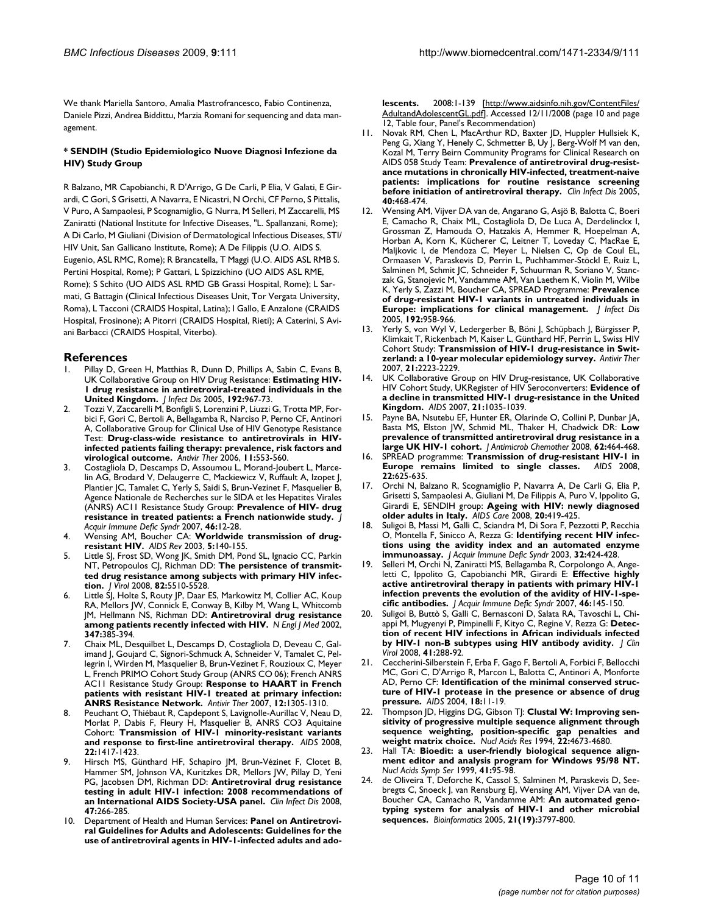We thank Mariella Santoro, Amalia Mastrofrancesco, Fabio Continenza, Daniele Pizzi, Andrea Biddittu, Marzia Romani for sequencing and data management.

#### * SENDIH (Studio Epidemiologico Nuove Diagnosi Infezione da HIV) Study Group

R Balzano, MR Capobianchi, R D'Arrigo, G De Carli, P Elia, V Galati, E Girardi, C Gori, S Grisetti, A Navarra, E Nicastri, N Orchi, CF Perno, S Pittalis, V Puro, A Sampaolesi, P Scognamiglio, G Nurra, M Selleri, M Zaccarelli, MS Zaniratti (National Institute for Infective Diseases, "L. Spallanzani, Rome); A Di Carlo, M Giuliani (Division of Dermatological Infectious Diseases, STI/HIV Unit, San Gallicano Institute, Rome); A De Filippis (U.O. AIDS S. Eugenio, ASL RMC, Rome); R Brancatella, T Maggi (U.O. AIDS ASL RMB S. Pertini Hospital, Rome); P Gattari, L Spizzichino (UO AIDS ASL RME, Rome); S Schito (UO AIDS ASL RMD GB Grassi Hospital, Rome); L Sarmati, G Battagin (Clinical Infectious Diseases Unit, Tor Vergata University, Roma), L Tacconi (CRAIDS Hospital, Latina); I Gallo, E Anzalone (CRAIDS Hospital, Frosinone); A Pitorri (CRAIDS Hospital, Rieti); A Caterini, S Aviani Barbacci (CRAIDS Hospital, Viterbo).

## References

1. Pillay D, Green H, Matthias R, Dunn D, Phillips A, Sabin C, Evans B, UK Collaborative Group on HIV Drug Resistance: **Estimating HIV-1 drug resistance in antiretroviral-treated individuals in the United Kingdom.** *J Infect Dis* 2005, **192:**967-73.
2. Tozzi V, Zaccarelli M, Bonfigli S, Lorenzini P, Liuzzi G, Trotta MP, Forbici F, Gori C, Bertoli A, Bellagamba R, Narciso P, Perno CF, Antinori A, Collaborative Group for Clinical Use of HIV Genotype Resistance Test: **Drug-class-wide resistance to antiretrovirals in HIV-infected patients failing therapy: prevalence, risk factors and virological outcome.** *Antivir Ther* 2006, **11:**553-560.
3. Costagliola D, Descamps D, Assoumou L, Morand-Joubert L, Marcelin AG, Brodard V, Delaugerre C, Mackiewicz V, Ruffault A, Izopet J, Plantier JC, Tamalet C, Yerly S, Saidi S, Brun-Vezinet F, Masquelier B, Agence Nationale de Recherches sur le SIDA et les Hepatites Virales (ANRS) AC11 Resistance Study Group: **Prevalence of HIV- drug resistance in treated patients: a French nationwide study.** *J Acquir Immune Defic Syndr* 2007, **46:**12-28.
4. Wensing AM, Boucher CA: **Worldwide transmission of drug-resistant HIV.** *AIDS Rev* 2003, **5:**140-155.
5. Little SJ, Frost SD, Wong JK, Smith DM, Pond SL, Ignacio CC, Parkin NT, Petropoulos CJ, Richman DD: **The persistence of transmitted drug resistance among subjects with primary HIV infection.** *J Virol* 2008, **82:**5510-5528.
6. Little SJ, Holte S, Routy JP, Daar ES, Markowitz M, Collier AC, Koup RA, Mellors JW, Connick E, Conway B, Kilby M, Wang L, Whitcomb JM, Hellmann NS, Richman DD: **Antiretroviral drug resistance among patients recently infected with HIV.** *N Engl J Med* 2002, **347:**385-394.
7. Chaix ML, Desquilbet L, Descamps D, Costagliola D, Deveau C, Galimand J, Goujard C, Signori-Schmuck A, Schneider V, Tamalet C, Pellegrin I, Wirden M, Masquelier B, Brun-Vezinet F, Rouzioux C, Meyer L, French PRIMO Cohort Study Group (ANRS CO 06); French ANRS AC11 Resistance Study Group: **Response to HAART in French patients with resistant HIV-1 treated at primary infection: ANRS Resistance Network.** *Antivir Ther* 2007, **12:**1305-1310.
8. Peuchant O, Thiébaut R, Capdepont S, Lavignolle-Aurillac V, Neau D, Morlat P, Dabis F, Fleury H, Masquelier B, ANRS CO3 Aquitaine Cohort: **Transmission of HIV-1 minority-resistant variants and response to first-line antiretroviral therapy.** *AIDS* 2008, **22:**1417-1423.
9. Hirsch MS, Günthard HF, Schapiro JM, Brun-Vézinet F, Clotet B, Hammer SM, Johnson VA, Kuritzkes DR, Mellors JW, Pillay D, Yeni PG, Jacobsen DM, Richman DD: **Antiretroviral drug resistance testing in adult HIV-1 infection: 2008 recommendations of an International AIDS Society-USA panel.** *Clin Infect Dis* 2008, **47:**266-285.
10. Department of Health and Human Services: **Panel on Antiretroviral Guidelines for Adults and Adolescents: Guidelines for the use of antiretroviral agents in HIV-1-infected adults and adolescents.** 2008:1-139 [http://www.aidsinfo.nih.gov/ContentFiles/AdultandAdolescentGL.pdf]. Accessed 12/11/2008 (page 10 and page 12, Table four, Panel's Recommendation)
11. Novak RM, Chen L, MacArthur RD, Baxter JD, Huppler Hullsiek K, Peng G, Xiang Y, Henely C, Schmetter B, Uy J, Berg-Wolf M van den, Kozal M, Terry Beirn Community Programs for Clinical Research on AIDS 058 Study Team: **Prevalence of antiretroviral drug-resistance mutations in chronically HIV-infected, treatment-naive patients: implications for routine resistance screening before initiation of antiretroviral therapy.** *Clin Infect Dis* 2005, **40:**468-474.
12. Wensing AM, Vijver DA van de, Angarano G, Asjö B, Balotta C, Boeri E, Camacho R, Chaix ML, Costagliola D, De Luca A, Derdelinckx I, Grossman Z, Hamouda O, Hatzakis A, Hemmer R, Hoepelman A, Horban A, Korn K, Kücherer C, Leitner T, Loveday C, MacRae E, Maljkovic I, de Mendoza C, Meyer L, Nielsen C, Op de Coul EL, Ormaasen V, Paraskevis D, Perrin L, Puchhammer-Stöckl E, Ruiz L, Salminen M, Schmit JC, Schneider F, Schuurman R, Soriano V, Stanczak G, Stanojevic M, Vandamme AM, Van Laethem K, Violin M, Wilbe K, Yerly S, Zazzi M, Boucher CA, SPREAD Programme: **Prevalence of drug-resistant HIV-1 variants in untreated individuals in Europe: implications for clinical management.** *J Infect Dis* 2005, **192:**958-966.
13. Yerly S, von Wyl V, Ledergerber B, Böni J, Schüpbach J, Bürgisser P, Klimkait T, Rickenbach M, Kaiser L, Günthard HF, Perrin L, Swiss HIV Cohort Study: **Transmission of HIV-1 drug-resistance in Switzerland: a 10-year molecular epidemiology survey.** *Antivir Ther* 2007, **21:**2223-2229.
14. UK Collaborative Group on HIV Drug-resistance, UK Collaborative HIV Cohort Study, UKRegister of HIV Seroconverters: **Evidence of a decline in transmitted HIV-1 drug-resistance in the United Kingdom.** *AIDS* 2007, **21:**1035-1039.
15. Payne BA, Nsutebu EF, Hunter ER, Olarinde O, Collini P, Dunbar JA, Basta MS, Elston JW, Schmid ML, Thaker H, Chadwick DR: **Low prevalence of transmitted antiretroviral drug resistance in a large UK HIV-1 cohort.** *J Antimicrob Chemother* 2008, **62:**464-468.
16. SPREAD programme: **Transmission of drug-resistant HIV-1 in Europe remains limited to single classes.** *AIDS* 2008, **22:**625-635.
17. Orchi N, Balzano R, Scognamiglio P, Navarra A, De Carli G, Elia P, Grisetti S, Sampaolesi A, Giuliani M, De Filippis A, Puro V, Ippolito G, Girardi E, SENDIH group: **Ageing with HIV: newly diagnosed older adults in Italy.** *AIDS Care* 2008, **20:**419-425.
18. Suligoi B, Massi M, Galli C, Sciandra M, Di Sora F, Pezzotti P, Recchia O, Montella F, Sinicco A, Rezza G: **Identifying recent HIV infections using the avidity index and an automated enzyme immunoassay.** *J Acquir Immune Defic Syndr* 2003, **32:**424-428.
19. Selleri M, Orchi N, Zaniratti MS, Bellagamba R, Corpolongo A, Angeletti C, Ippolito G, Capobianchi MR, Girardi E: **Effective highly active antiretroviral therapy in patients with primary HIV-1 infection prevents the evolution of the avidity of HIV-1-specific antibodies.** *J Acquir Immune Defic Syndr* 2007, **46:**145-150.
20. Suligoi B, Buttò S, Galli C, Bernasconi D, Salata RA, Tavoschi L, Chiappi M, Mugyenyi P, Pimpinelli F, Kityo C, Regine V, Rezza G: **Detection of recent HIV infections in African individuals infected by HIV-1 non-B subtypes using HIV antibody avidity.** *J Clin Virol* 2008, **41:**288-92.
21. Ceccherini-Silberstein F, Erba F, Gago F, Bertoli A, Forbici F, Bellocchi MC, Gori C, D'Arrigo R, Marcon L, Balotta C, Antinori A, Monforte AD, Perno CF: **Identification of the minimal conserved structure of HIV-1 protease in the presence or absence of drug pressure.** *AIDS* 2004, **18:**11-19.
22. Thompson JD, Higgins DG, Gibson TJ: **Clustal W: Improving sensitivity of progressive multiple sequence alignment through sequence weighting, position-specific gap penalties and weight matrix choice.** *Nucl Acids Res* 1994, **22:**4673-4680.
23. Hall TA: **Bioedit: a user-friendly biological sequence alignment editor and analysis program for Windows 95/98 NT.** *Nucl Acids Symp Ser* 1999, **41:**95-98.
24. de Oliveira T, Deforche K, Cassol S, Salminen M, Paraskevis D, Seebregts C, Snoeck J, van Rensburg EJ, Wensing AM, Vijver DA van de, Boucher CA, Camacho R, Vandamme AM: **An automated genotyping system for analysis of HIV-1 and other microbial sequences.** *Bioinformatics* 2005, **21(19):**3797-800.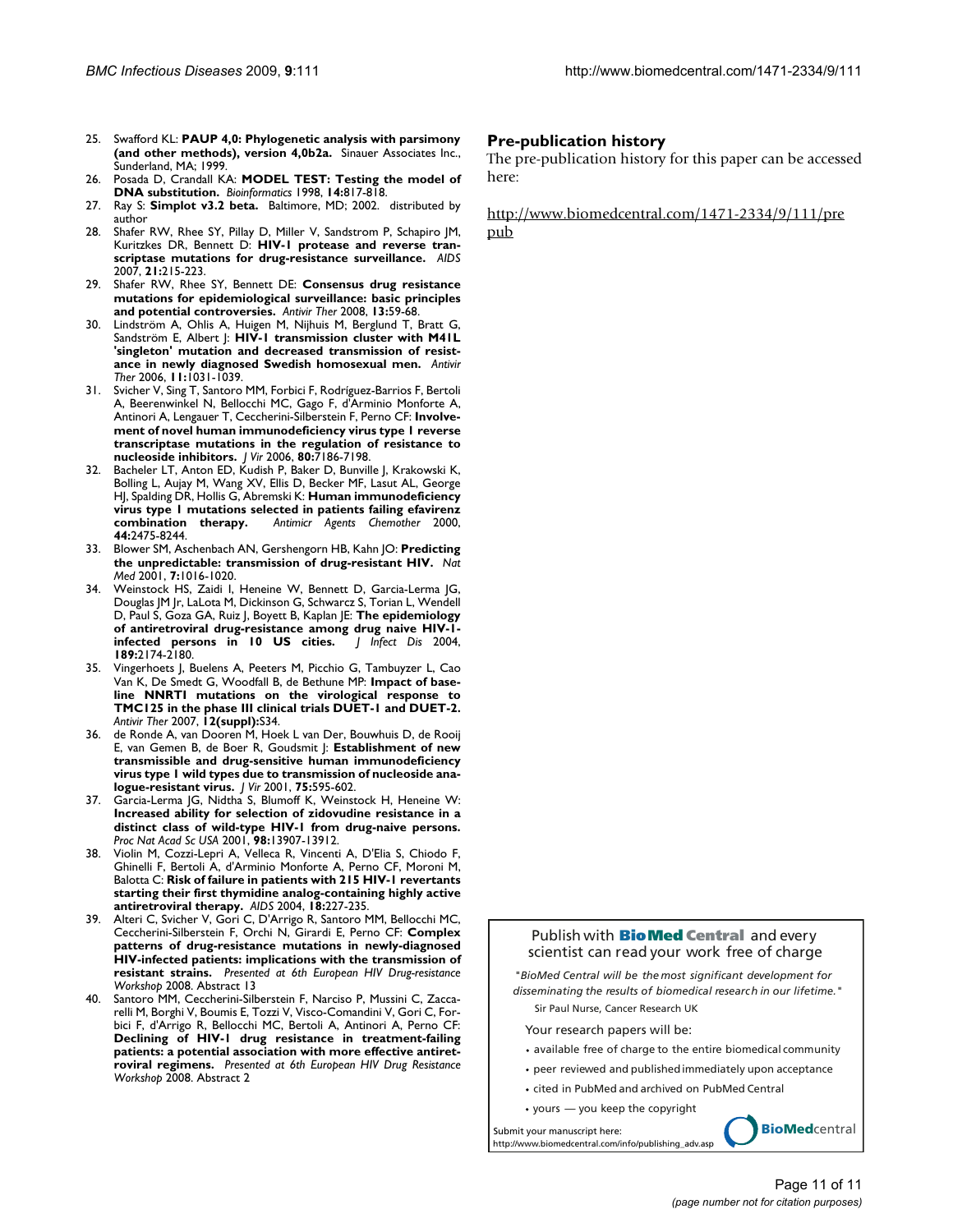25. Swafford KL: **PAUP 4,0: Phylogenetic analysis with parsimony (and other methods), version 4,0b2a.** Sinauer Associates Inc., Sunderland, MA; 1999.
26. Posada D, Crandall KA: **MODEL TEST: Testing the model of DNA substitution.** *Bioinformatics* 1998, **14:**817-818.
27. Ray S: **Simplot v3.2 beta.** Baltimore, MD; 2002. distributed by author
28. Shafer RW, Rhee SY, Pillay D, Miller V, Sandstrom P, Schapiro JM, Kuritzkes DR, Bennett D: **HIV-1 protease and reverse transcriptase mutations for drug-resistance surveillance.** *AIDS* 2007, **21:**215-223.
29. Shafer RW, Rhee SY, Bennett DE: **Consensus drug resistance mutations for epidemiological surveillance: basic principles and potential controversies.** *Antivir Ther* 2008, **13:**59-68.
30. Lindström A, Ohlis A, Huigen M, Nijhuis M, Berglund T, Bratt G, Sandström E, Albert J: **HIV-1 transmission cluster with M41L 'singleton' mutation and decreased transmission of resistance in newly diagnosed Swedish homosexual men.** *Antivir Ther* 2006, **11:**1031-1039.
31. Svicher V, Sing T, Santoro MM, Forbici F, Rodríguez-Barrios F, Bertoli A, Beerenwinkel N, Bellocchi MC, Gago F, d'Arminio Monforte A, Antinori A, Lengauer T, Ceccherini-Silberstein F, Perno CF: **Involvement of novel human immunodeficiency virus type 1 reverse transcriptase mutations in the regulation of resistance to nucleoside inhibitors.** *J Vir* 2006, **80:**7186-7198.
32. Bacheler LT, Anton ED, Kudish P, Baker D, Bunville J, Krakowski K, Bolling L, Aujay M, Wang XV, Ellis D, Becker MF, Lasut AL, George HJ, Spalding DR, Hollis G, Abremski K: **Human immunodeficiency virus type 1 mutations selected in patients failing efavirenz combination therapy.** *Antimicr Agents Chemother* 2000, **44:**2475-8244.
33. Blower SM, Aschenbach AN, Gershengorn HB, Kahn JO: **Predicting the unpredictable: transmission of drug-resistant HIV.** *Nat Med* 2001, **7:**1016-1020.
34. Weinstock HS, Zaidi I, Heneine W, Bennett D, Garcia-Lerma JG, Douglas JM Jr, LaLota M, Dickinson G, Schwarcz S, Torian L, Wendell D, Paul S, Goza GA, Ruiz J, Boyett B, Kaplan JE: **The epidemiology of antiretroviral drug-resistance among drug naive HIV-1-infected persons in 10 US cities.** *J Infect Dis* 2004, **189:**2174-2180.
35. Vingerhoets J, Buelens A, Peeters M, Picchio G, Tambuyzer L, Cao Van K, De Smedt G, Woodfall B, de Bethune MP: **Impact of baseline NNRTI mutations on the virological response to TMC125 in the phase III clinical trials DUET-1 and DUET-2.** *Antivir Ther* 2007, **12(suppl):**S34.
36. de Ronde A, van Dooren M, Hoek L van Der, Bouwhuis D, de Rooij E, van Gemen B, de Boer R, Goudsmit J: **Establishment of new transmissible and drug-sensitive human immunodeficiency virus type 1 wild types due to transmission of nucleoside analogue-resistant virus.** *J Vir* 2001, **75:**595-602.
37. Garcia-Lerma JG, Nidtha S, Blumoff K, Weinstock H, Heneine W: **Increased ability for selection of zidovudine resistance in a distinct class of wild-type HIV-1 from drug-naive persons.** *Proc Nat Acad Sc USA* 2001, **98:**13907-13912.
38. Violin M, Cozzi-Lepri A, Velleca R, Vincenti A, D'Elia S, Chiodo F, Ghinelli F, Bertoli A, d'Arminio Monforte A, Perno CF, Moroni M, Balotta C: **Risk of failure in patients with 215 HIV-1 revertants starting their first thymidine analog-containing highly active antiretroviral therapy.** *AIDS* 2004, **18:**227-235.
39. Alteri C, Svicher V, Gori C, D'Arrigo R, Santoro MM, Bellocchi MC, Ceccherini-Silberstein F, Orchi N, Girardi E, Perno CF: **Complex patterns of drug-resistance mutations in newly-diagnosed HIV-infected patients: implications with the transmission of resistant strains.** *Presented at 6th European HIV Drug-resistance Workshop* 2008. Abstract 13
40. Santoro MM, Ceccherini-Silberstein F, Narciso P, Mussini C, Zaccarelli M, Borghi V, Boumis E, Tozzi V, Visco-Comandini V, Gori C, Forbici F, d'Arrigo R, Bellocchi MC, Bertoli A, Antinori A, Perno CF: **Declining of HIV-1 drug resistance in treatment-failing patients: a potential association with more effective antiretroviral regimens.** *Presented at 6th European HIV Drug Resistance Workshop* 2008. Abstract 2

## Pre-publication history

The pre-publication history for this paper can be accessed here:

http://www.biomedcentral.com/1471-2334/9/111/prepub

Publish with **BioMed Central** and every scientist can read your work free of charge

*"BioMed Central will be the most significant development for disseminating the results of biomedical research in our lifetime."*

Sir Paul Nurse, Cancer Research UK

Your research papers will be:

- available free of charge to the entire biomedical community
- peer reviewed and published immediately upon acceptance
- cited in PubMed and archived on PubMed Central
- yours — you keep the copyright

Submit your manuscript here:
http://www.biomedcentral.com/info/publishing_adv.asp

BioMedcentral